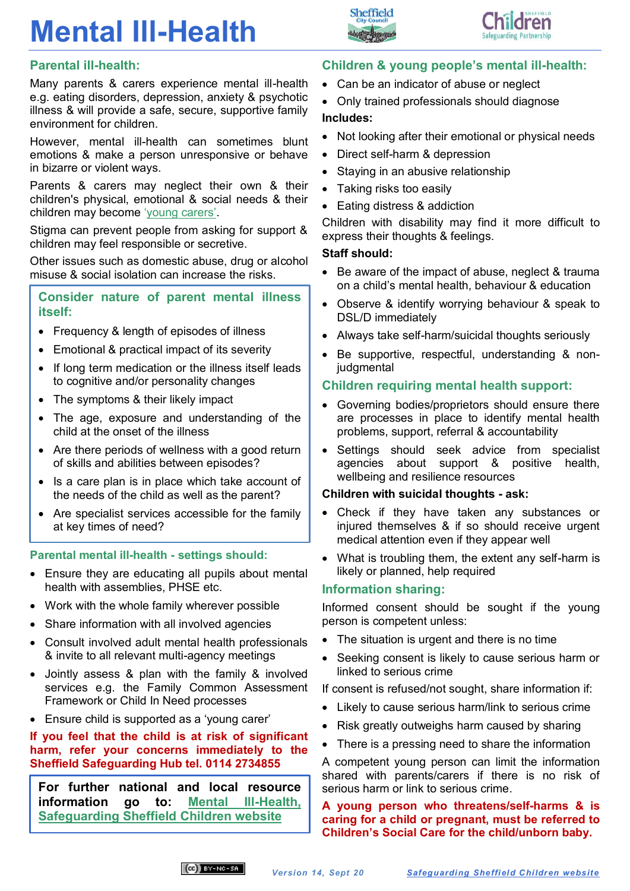# Mental Ill-Health

## Parental ill-health:

Many parents & carers experience mental ill-health e.g. eating disorders, depression, anxiety & psychotic illness & will provide a safe, secure, supportive family environment for children.

However, mental ill-health can sometimes blunt emotions & make a person unresponsive or behave in bizarre or violent ways.

Parents & carers may neglect their own & their children's physical, emotional & social needs & their children may become 'young carers'.

Stigma can prevent people from asking for support & children may feel responsible or secretive.

Other issues such as domestic abuse, drug or alcohol misuse & social isolation can increase the risks.

### Consider nature of parent mental illness itself:

- Frequency & length of episodes of illness
- Emotional & practical impact of its severity
- If long term medication or the illness itself leads to cognitive and/or personality changes
- The symptoms & their likely impact
- The age, exposure and understanding of the child at the onset of the illness
- Are there periods of wellness with a good return of skills and abilities between episodes?
- Is a care plan is in place which take account of the needs of the child as well as the parent?
- Are specialist services accessible for the family at key times of need?

### Parental mental ill-health - settings should:

- Ensure they are educating all pupils about mental health with assemblies, PHSE etc.
- Work with the whole family wherever possible
- Share information with all involved agencies
- Consult involved adult mental health professionals & invite to all relevant multi-agency meetings
- Jointly assess & plan with the family & involved services e.g. the Family Common Assessment Framework or Child In Need processes
- Ensure child is supported as a 'young carer'

**If you feel that the child is at risk of significant harm, refer your concerns immediately to the Sheffield Safeguarding Hub tel. 0114 2734855**

**For further national and local resource information go to: Mental Ill-Health, Safeguarding Sheffield Children website**

## Children & young people's mental ill-health:

- Can be an indicator of abuse or neglect
- Only trained professionals should diagnose

**Includes:**

- Not looking after their emotional or physical needs
- Direct self-harm & depression
- Staying in an abusive relationship
- Taking risks too easily
- Eating distress & addiction

Children with disability may find it more difficult to express their thoughts & feelings.

**Staff should:**

- Be aware of the impact of abuse, neglect & trauma on a child's mental health, behaviour & education
- Observe & identify worrying behaviour & speak to DSL/D immediately
- Always take self-harm/suicidal thoughts seriously
- Be supportive, respectful, understanding & non-judgmental

## Children requiring mental health support:

- Governing bodies/proprietors should ensure there are processes in place to identify mental health problems, support, referral & accountability
- Settings should seek advice from specialist agencies about support & positive health, wellbeing and resilience resources

**Children with suicidal thoughts - ask:**

- Check if they have taken any substances or injured themselves & if so should receive urgent medical attention even if they appear well
- What is troubling them, the extent any self-harm is likely or planned, help required

## Information sharing:

Informed consent should be sought if the young person is competent unless:

- The situation is urgent and there is no time
- Seeking consent is likely to cause serious harm or linked to serious crime

If consent is refused/not sought, share information if:

- Likely to cause serious harm/link to serious crime
- Risk greatly outweighs harm caused by sharing
- There is a pressing need to share the information

A competent young person can limit the information shared with parents/carers if there is no risk of serious harm or link to serious crime.

**A young person who threatens/self-harms & is caring for a child or pregnant, must be referred to Children's Social Care for the child/unborn baby.**

Version 14, Sept 20 — Safeguarding Sheffield Children website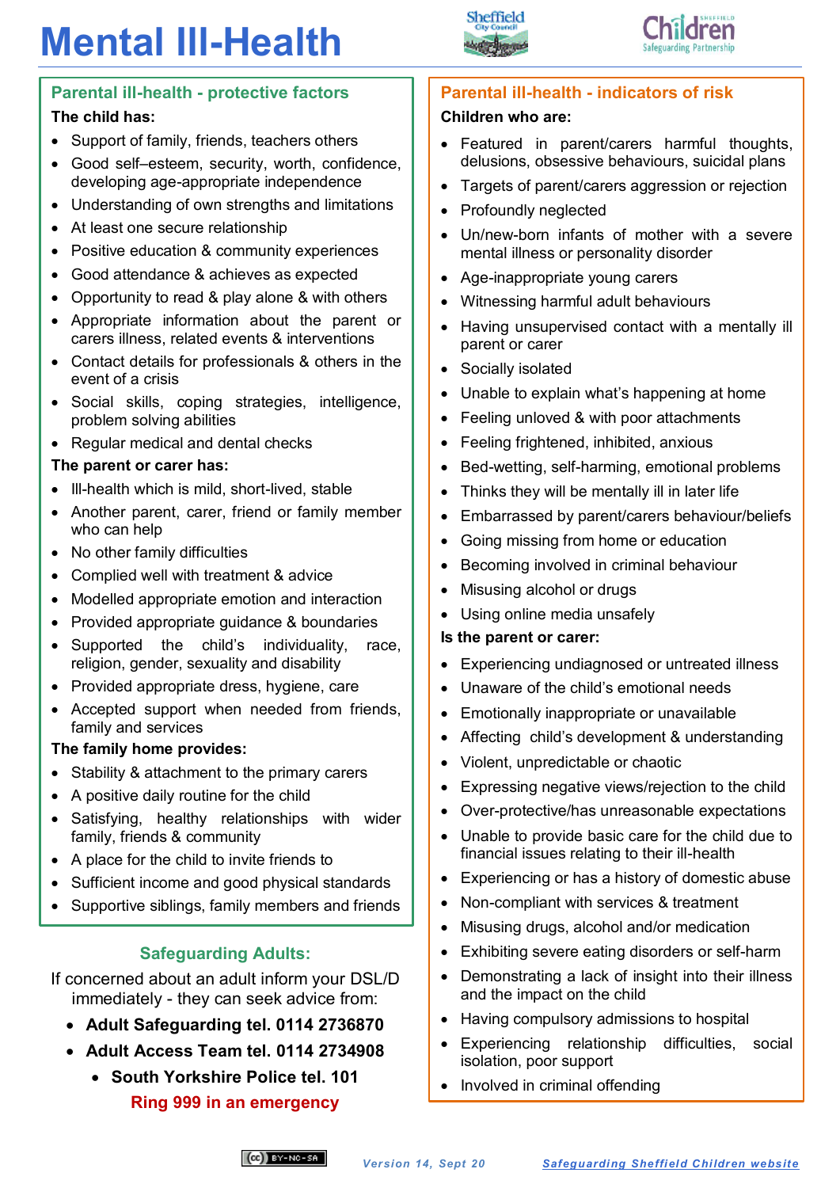# Mental Ill-Health

## Parental ill-health - protective factors

**The child has:**

- Support of family, friends, teachers others
- Good self–esteem, security, worth, confidence, developing age-appropriate independence
- Understanding of own strengths and limitations
- At least one secure relationship
- Positive education & community experiences
- Good attendance & achieves as expected
- Opportunity to read & play alone & with others
- Appropriate information about the parent or carers illness, related events & interventions
- Contact details for professionals & others in the event of a crisis
- Social skills, coping strategies, intelligence, problem solving abilities
- Regular medical and dental checks

**The parent or carer has:**

- Ill-health which is mild, short-lived, stable
- Another parent, carer, friend or family member who can help
- No other family difficulties
- Complied well with treatment & advice
- Modelled appropriate emotion and interaction
- Provided appropriate guidance & boundaries
- Supported the child's individuality, race, religion, gender, sexuality and disability
- Provided appropriate dress, hygiene, care
- Accepted support when needed from friends, family and services

**The family home provides:**

- Stability & attachment to the primary carers
- A positive daily routine for the child
- Satisfying, healthy relationships with wider family, friends & community
- A place for the child to invite friends to
- Sufficient income and good physical standards
- Supportive siblings, family members and friends

## Safeguarding Adults:

If concerned about an adult inform your DSL/D immediately - they can seek advice from:

- **Adult Safeguarding tel. 0114 2736870**
- **Adult Access Team tel. 0114 2734908**
- **South Yorkshire Police tel. 101**

**Ring 999 in an emergency**

## Parental ill-health - indicators of risk

**Children who are:**

- Featured in parent/carers harmful thoughts, delusions, obsessive behaviours, suicidal plans
- Targets of parent/carers aggression or rejection
- Profoundly neglected
- Un/new-born infants of mother with a severe mental illness or personality disorder
- Age-inappropriate young carers
- Witnessing harmful adult behaviours
- Having unsupervised contact with a mentally ill parent or carer
- Socially isolated
- Unable to explain what's happening at home
- Feeling unloved & with poor attachments
- Feeling frightened, inhibited, anxious
- Bed-wetting, self-harming, emotional problems
- Thinks they will be mentally ill in later life
- Embarrassed by parent/carers behaviour/beliefs
- Going missing from home or education
- Becoming involved in criminal behaviour
- Misusing alcohol or drugs
- Using online media unsafely

**Is the parent or carer:**

- Experiencing undiagnosed or untreated illness
- Unaware of the child's emotional needs
- Emotionally inappropriate or unavailable
- Affecting child's development & understanding
- Violent, unpredictable or chaotic
- Expressing negative views/rejection to the child
- Over-protective/has unreasonable expectations
- Unable to provide basic care for the child due to financial issues relating to their ill-health
- Experiencing or has a history of domestic abuse
- Non-compliant with services & treatment
- Misusing drugs, alcohol and/or medication
- Exhibiting severe eating disorders or self-harm
- Demonstrating a lack of insight into their illness and the impact on the child
- Having compulsory admissions to hospital
- Experiencing relationship difficulties, social isolation, poor support
- Involved in criminal offending

*Version 14, Sept 20* — [Safeguarding Sheffield Children website]